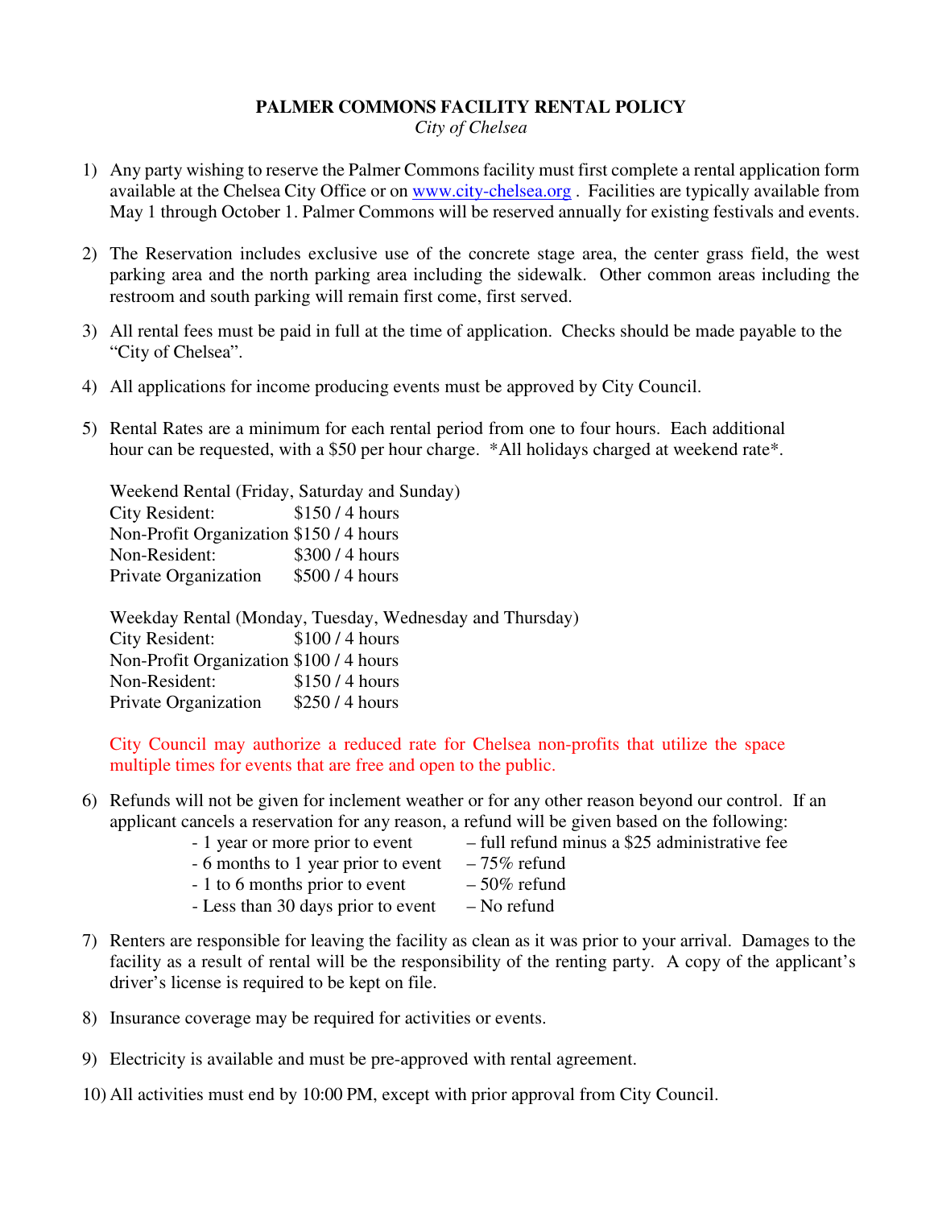# PALMER COMMONS FACILITY RENTAL POLICY

*City of Chelsea*

1) Any party wishing to reserve the Palmer Commons facility must first complete a rental application form available at the Chelsea City Office or on [www.city-chelsea.org](www.city-chelsea.org) . Facilities are typically available from May 1 through October 1. Palmer Commons will be reserved annually for existing festivals and events.

2) The Reservation includes exclusive use of the concrete stage area, the center grass field, the west parking area and the north parking area including the sidewalk. Other common areas including the restroom and south parking will remain first come, first served.

3) All rental fees must be paid in full at the time of application. Checks should be made payable to the "City of Chelsea".

4) All applications for income producing events must be approved by City Council.

5) Rental Rates are a minimum for each rental period from one to four hours. Each additional hour can be requested, with a $50 per hour charge. *All holidays charged at weekend rate*.

   Weekend Rental (Friday, Saturday and Sunday)

   | | |
   |---|---|
   | City Resident: | $150 / 4 hours |
   | Non-Profit Organization | $150 / 4 hours |
   | Non-Resident: | $300 / 4 hours |
   | Private Organization | $500 / 4 hours |

   Weekday Rental (Monday, Tuesday, Wednesday and Thursday)

   | | |
   |---|---|
   | City Resident: | $100 / 4 hours |
   | Non-Profit Organization | $100 / 4 hours |
   | Non-Resident: | $150 / 4 hours |
   | Private Organization | $250 / 4 hours |

   City Council may authorize a reduced rate for Chelsea non-profits that utilize the space multiple times for events that are free and open to the public.

6) Refunds will not be given for inclement weather or for any other reason beyond our control. If an applicant cancels a reservation for any reason, a refund will be given based on the following:
   - 1 year or more prior to event – full refund minus a $25 administrative fee
   - 6 months to 1 year prior to event – 75% refund
   - 1 to 6 months prior to event – 50% refund
   - Less than 30 days prior to event – No refund

7) Renters are responsible for leaving the facility as clean as it was prior to your arrival. Damages to the facility as a result of rental will be the responsibility of the renting party. A copy of the applicant's driver's license is required to be kept on file.

8) Insurance coverage may be required for activities or events.

9) Electricity is available and must be pre-approved with rental agreement.

10) All activities must end by 10:00 PM, except with prior approval from City Council.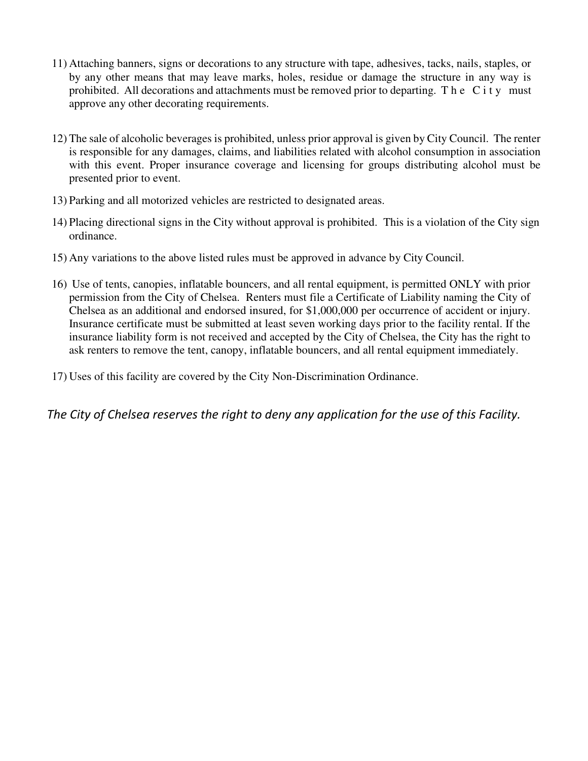11) Attaching banners, signs or decorations to any structure with tape, adhesives, tacks, nails, staples, or by any other means that may leave marks, holes, residue or damage the structure in any way is prohibited. All decorations and attachments must be removed prior to departing. The City must approve any other decorating requirements.

12) The sale of alcoholic beverages is prohibited, unless prior approval is given by City Council. The renter is responsible for any damages, claims, and liabilities related with alcohol consumption in association with this event. Proper insurance coverage and licensing for groups distributing alcohol must be presented prior to event.

13) Parking and all motorized vehicles are restricted to designated areas.

14) Placing directional signs in the City without approval is prohibited. This is a violation of the City sign ordinance.

15) Any variations to the above listed rules must be approved in advance by City Council.

16) Use of tents, canopies, inflatable bouncers, and all rental equipment, is permitted ONLY with prior permission from the City of Chelsea. Renters must file a Certificate of Liability naming the City of Chelsea as an additional and endorsed insured, for $1,000,000 per occurrence of accident or injury. Insurance certificate must be submitted at least seven working days prior to the facility rental. If the insurance liability form is not received and accepted by the City of Chelsea, the City has the right to ask renters to remove the tent, canopy, inflatable bouncers, and all rental equipment immediately.

17) Uses of this facility are covered by the City Non-Discrimination Ordinance.

*The City of Chelsea reserves the right to deny any application for the use of this Facility.*